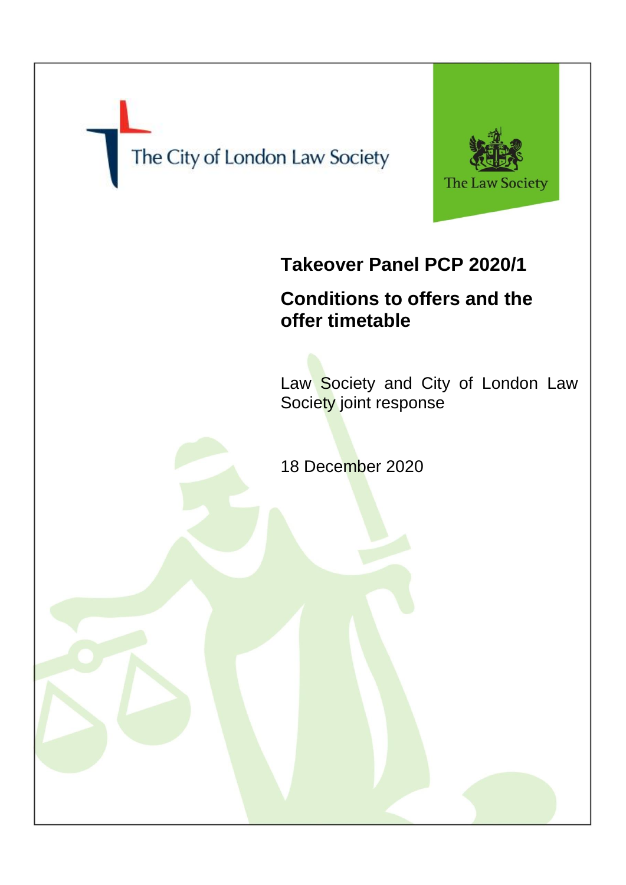The City of London Law Society

The Law Society

# Takeover Panel PCP 2020/1

## Conditions to offers and the offer timetable

Law Society and City of London Law Society joint response

18 December 2020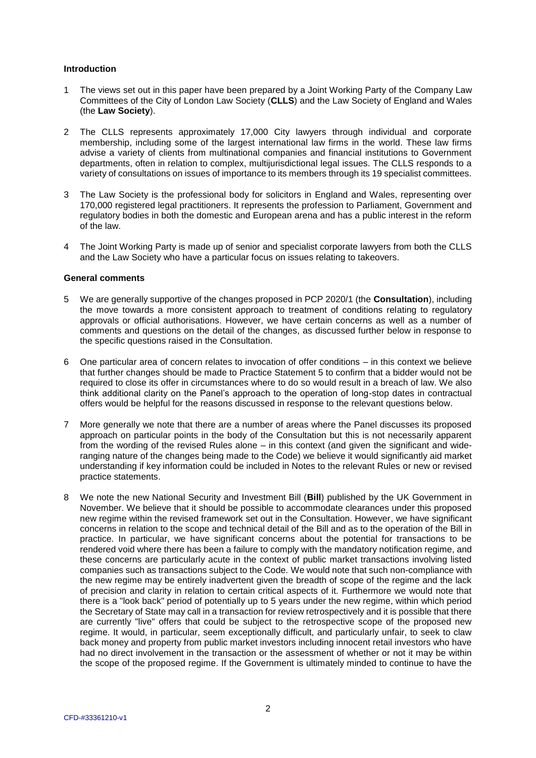**Introduction**

1 The views set out in this paper have been prepared by a Joint Working Party of the Company Law Committees of the City of London Law Society (**CLLS**) and the Law Society of England and Wales (the **Law Society**).

2 The CLLS represents approximately 17,000 City lawyers through individual and corporate membership, including some of the largest international law firms in the world. These law firms advise a variety of clients from multinational companies and financial institutions to Government departments, often in relation to complex, multijurisdictional legal issues. The CLLS responds to a variety of consultations on issues of importance to its members through its 19 specialist committees.

3 The Law Society is the professional body for solicitors in England and Wales, representing over 170,000 registered legal practitioners. It represents the profession to Parliament, Government and regulatory bodies in both the domestic and European arena and has a public interest in the reform of the law.

4 The Joint Working Party is made up of senior and specialist corporate lawyers from both the CLLS and the Law Society who have a particular focus on issues relating to takeovers.

**General comments**

5 We are generally supportive of the changes proposed in PCP 2020/1 (the **Consultation**), including the move towards a more consistent approach to treatment of conditions relating to regulatory approvals or official authorisations. However, we have certain concerns as well as a number of comments and questions on the detail of the changes, as discussed further below in response to the specific questions raised in the Consultation.

6 One particular area of concern relates to invocation of offer conditions – in this context we believe that further changes should be made to Practice Statement 5 to confirm that a bidder would not be required to close its offer in circumstances where to do so would result in a breach of law. We also think additional clarity on the Panel's approach to the operation of long-stop dates in contractual offers would be helpful for the reasons discussed in response to the relevant questions below.

7 More generally we note that there are a number of areas where the Panel discusses its proposed approach on particular points in the body of the Consultation but this is not necessarily apparent from the wording of the revised Rules alone – in this context (and given the significant and wide-ranging nature of the changes being made to the Code) we believe it would significantly aid market understanding if key information could be included in Notes to the relevant Rules or new or revised practice statements.

8 We note the new National Security and Investment Bill (**Bill**) published by the UK Government in November. We believe that it should be possible to accommodate clearances under this proposed new regime within the revised framework set out in the Consultation. However, we have significant concerns in relation to the scope and technical detail of the Bill and as to the operation of the Bill in practice. In particular, we have significant concerns about the potential for transactions to be rendered void where there has been a failure to comply with the mandatory notification regime, and these concerns are particularly acute in the context of public market transactions involving listed companies such as transactions subject to the Code. We would note that such non-compliance with the new regime may be entirely inadvertent given the breadth of scope of the regime and the lack of precision and clarity in relation to certain critical aspects of it. Furthermore we would note that there is a "look back" period of potentially up to 5 years under the new regime, within which period the Secretary of State may call in a transaction for review retrospectively and it is possible that there are currently "live" offers that could be subject to the retrospective scope of the proposed new regime. It would, in particular, seem exceptionally difficult, and particularly unfair, to seek to claw back money and property from public market investors including innocent retail investors who have had no direct involvement in the transaction or the assessment of whether or not it may be within the scope of the proposed regime. If the Government is ultimately minded to continue to have the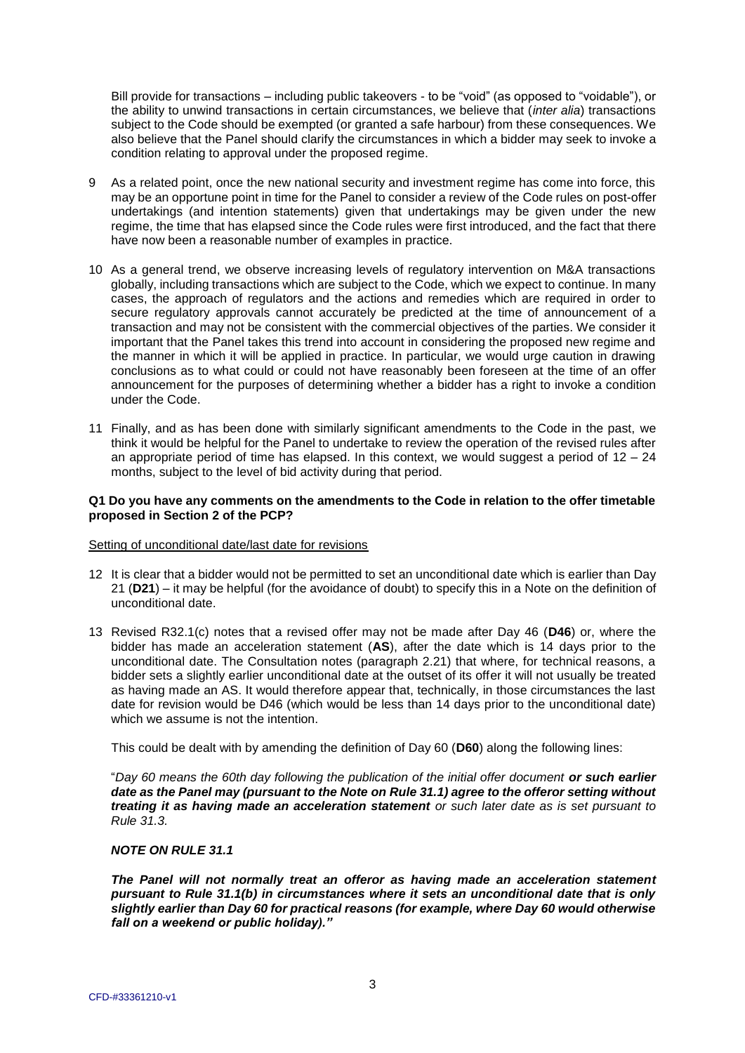Bill provide for transactions – including public takeovers - to be "void" (as opposed to "voidable"), or the ability to unwind transactions in certain circumstances, we believe that (*inter alia*) transactions subject to the Code should be exempted (or granted a safe harbour) from these consequences. We also believe that the Panel should clarify the circumstances in which a bidder may seek to invoke a condition relating to approval under the proposed regime.

9 As a related point, once the new national security and investment regime has come into force, this may be an opportune point in time for the Panel to consider a review of the Code rules on post-offer undertakings (and intention statements) given that undertakings may be given under the new regime, the time that has elapsed since the Code rules were first introduced, and the fact that there have now been a reasonable number of examples in practice.

10 As a general trend, we observe increasing levels of regulatory intervention on M&A transactions globally, including transactions which are subject to the Code, which we expect to continue. In many cases, the approach of regulators and the actions and remedies which are required in order to secure regulatory approvals cannot accurately be predicted at the time of announcement of a transaction and may not be consistent with the commercial objectives of the parties. We consider it important that the Panel takes this trend into account in considering the proposed new regime and the manner in which it will be applied in practice. In particular, we would urge caution in drawing conclusions as to what could or could not have reasonably been foreseen at the time of an offer announcement for the purposes of determining whether a bidder has a right to invoke a condition under the Code.

11 Finally, and as has been done with similarly significant amendments to the Code in the past, we think it would be helpful for the Panel to undertake to review the operation of the revised rules after an appropriate period of time has elapsed. In this context, we would suggest a period of 12 – 24 months, subject to the level of bid activity during that period.

**Q1 Do you have any comments on the amendments to the Code in relation to the offer timetable proposed in Section 2 of the PCP?**

Setting of unconditional date/last date for revisions

12 It is clear that a bidder would not be permitted to set an unconditional date which is earlier than Day 21 (**D21**) – it may be helpful (for the avoidance of doubt) to specify this in a Note on the definition of unconditional date.

13 Revised R32.1(c) notes that a revised offer may not be made after Day 46 (**D46**) or, where the bidder has made an acceleration statement (**AS**), after the date which is 14 days prior to the unconditional date. The Consultation notes (paragraph 2.21) that where, for technical reasons, a bidder sets a slightly earlier unconditional date at the outset of its offer it will not usually be treated as having made an AS. It would therefore appear that, technically, in those circumstances the last date for revision would be D46 (which would be less than 14 days prior to the unconditional date) which we assume is not the intention.

This could be dealt with by amending the definition of Day 60 (**D60**) along the following lines:

"*Day 60 means the 60th day following the publication of the initial offer document* ***or such earlier date as the Panel may (pursuant to the Note on Rule 31.1) agree to the offeror setting without treating it as having made an acceleration statement*** *or such later date as is set pursuant to Rule 31.3.*

***NOTE ON RULE 31.1***

***The Panel will not normally treat an offeror as having made an acceleration statement pursuant to Rule 31.1(b) in circumstances where it sets an unconditional date that is only slightly earlier than Day 60 for practical reasons (for example, where Day 60 would otherwise fall on a weekend or public holiday).***"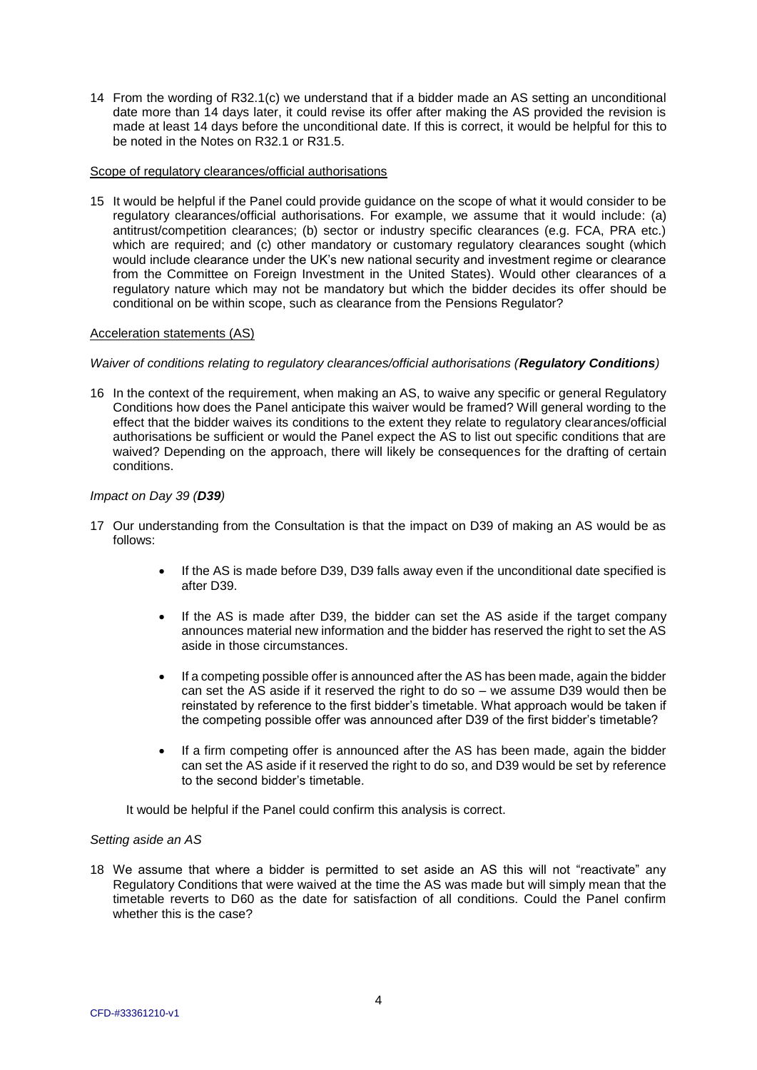14 From the wording of R32.1(c) we understand that if a bidder made an AS setting an unconditional date more than 14 days later, it could revise its offer after making the AS provided the revision is made at least 14 days before the unconditional date. If this is correct, it would be helpful for this to be noted in the Notes on R32.1 or R31.5.

<u>Scope of regulatory clearances/official authorisations</u>

15 It would be helpful if the Panel could provide guidance on the scope of what it would consider to be regulatory clearances/official authorisations. For example, we assume that it would include: (a) antitrust/competition clearances; (b) sector or industry specific clearances (e.g. FCA, PRA etc.) which are required; and (c) other mandatory or customary regulatory clearances sought (which would include clearance under the UK's new national security and investment regime or clearance from the Committee on Foreign Investment in the United States). Would other clearances of a regulatory nature which may not be mandatory but which the bidder decides its offer should be conditional on be within scope, such as clearance from the Pensions Regulator?

<u>Acceleration statements (AS)</u>

*Waiver of conditions relating to regulatory clearances/official authorisations (**Regulatory Conditions**)*

16 In the context of the requirement, when making an AS, to waive any specific or general Regulatory Conditions how does the Panel anticipate this waiver would be framed? Will general wording to the effect that the bidder waives its conditions to the extent they relate to regulatory clearances/official authorisations be sufficient or would the Panel expect the AS to list out specific conditions that are waived? Depending on the approach, there will likely be consequences for the drafting of certain conditions.

*Impact on Day 39 (**D39**)*

17 Our understanding from the Consultation is that the impact on D39 of making an AS would be as follows:

- If the AS is made before D39, D39 falls away even if the unconditional date specified is after D39.
- If the AS is made after D39, the bidder can set the AS aside if the target company announces material new information and the bidder has reserved the right to set the AS aside in those circumstances.
- If a competing possible offer is announced after the AS has been made, again the bidder can set the AS aside if it reserved the right to do so – we assume D39 would then be reinstated by reference to the first bidder's timetable. What approach would be taken if the competing possible offer was announced after D39 of the first bidder's timetable?
- If a firm competing offer is announced after the AS has been made, again the bidder can set the AS aside if it reserved the right to do so, and D39 would be set by reference to the second bidder's timetable.

It would be helpful if the Panel could confirm this analysis is correct.

*Setting aside an AS*

18 We assume that where a bidder is permitted to set aside an AS this will not "reactivate" any Regulatory Conditions that were waived at the time the AS was made but will simply mean that the timetable reverts to D60 as the date for satisfaction of all conditions. Could the Panel confirm whether this is the case?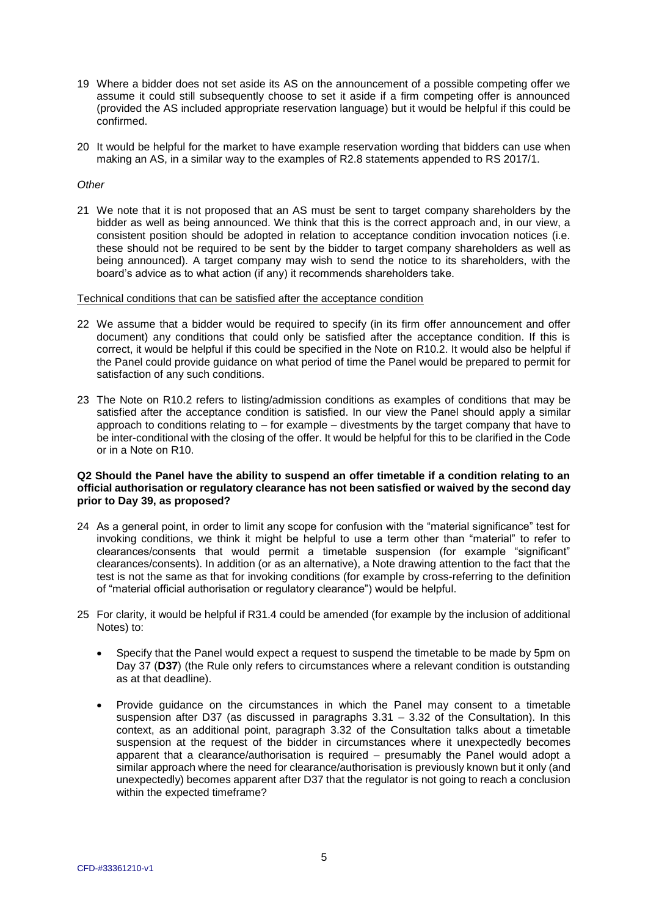19 Where a bidder does not set aside its AS on the announcement of a possible competing offer we assume it could still subsequently choose to set it aside if a firm competing offer is announced (provided the AS included appropriate reservation language) but it would be helpful if this could be confirmed.

20 It would be helpful for the market to have example reservation wording that bidders can use when making an AS, in a similar way to the examples of R2.8 statements appended to RS 2017/1.

*Other*

21 We note that it is not proposed that an AS must be sent to target company shareholders by the bidder as well as being announced. We think that this is the correct approach and, in our view, a consistent position should be adopted in relation to acceptance condition invocation notices (i.e. these should not be required to be sent by the bidder to target company shareholders as well as being announced). A target company may wish to send the notice to its shareholders, with the board's advice as to what action (if any) it recommends shareholders take.

Technical conditions that can be satisfied after the acceptance condition

22 We assume that a bidder would be required to specify (in its firm offer announcement and offer document) any conditions that could only be satisfied after the acceptance condition. If this is correct, it would be helpful if this could be specified in the Note on R10.2. It would also be helpful if the Panel could provide guidance on what period of time the Panel would be prepared to permit for satisfaction of any such conditions.

23 The Note on R10.2 refers to listing/admission conditions as examples of conditions that may be satisfied after the acceptance condition is satisfied. In our view the Panel should apply a similar approach to conditions relating to – for example – divestments by the target company that have to be inter-conditional with the closing of the offer. It would be helpful for this to be clarified in the Code or in a Note on R10.

**Q2 Should the Panel have the ability to suspend an offer timetable if a condition relating to an official authorisation or regulatory clearance has not been satisfied or waived by the second day prior to Day 39, as proposed?**

24 As a general point, in order to limit any scope for confusion with the "material significance" test for invoking conditions, we think it might be helpful to use a term other than "material" to refer to clearances/consents that would permit a timetable suspension (for example "significant" clearances/consents). In addition (or as an alternative), a Note drawing attention to the fact that the test is not the same as that for invoking conditions (for example by cross-referring to the definition of "material official authorisation or regulatory clearance") would be helpful.

25 For clarity, it would be helpful if R31.4 could be amended (for example by the inclusion of additional Notes) to:

- Specify that the Panel would expect a request to suspend the timetable to be made by 5pm on Day 37 (**D37**) (the Rule only refers to circumstances where a relevant condition is outstanding as at that deadline).
- Provide guidance on the circumstances in which the Panel may consent to a timetable suspension after D37 (as discussed in paragraphs 3.31 – 3.32 of the Consultation). In this context, as an additional point, paragraph 3.32 of the Consultation talks about a timetable suspension at the request of the bidder in circumstances where it unexpectedly becomes apparent that a clearance/authorisation is required – presumably the Panel would adopt a similar approach where the need for clearance/authorisation is previously known but it only (and unexpectedly) becomes apparent after D37 that the regulator is not going to reach a conclusion within the expected timeframe?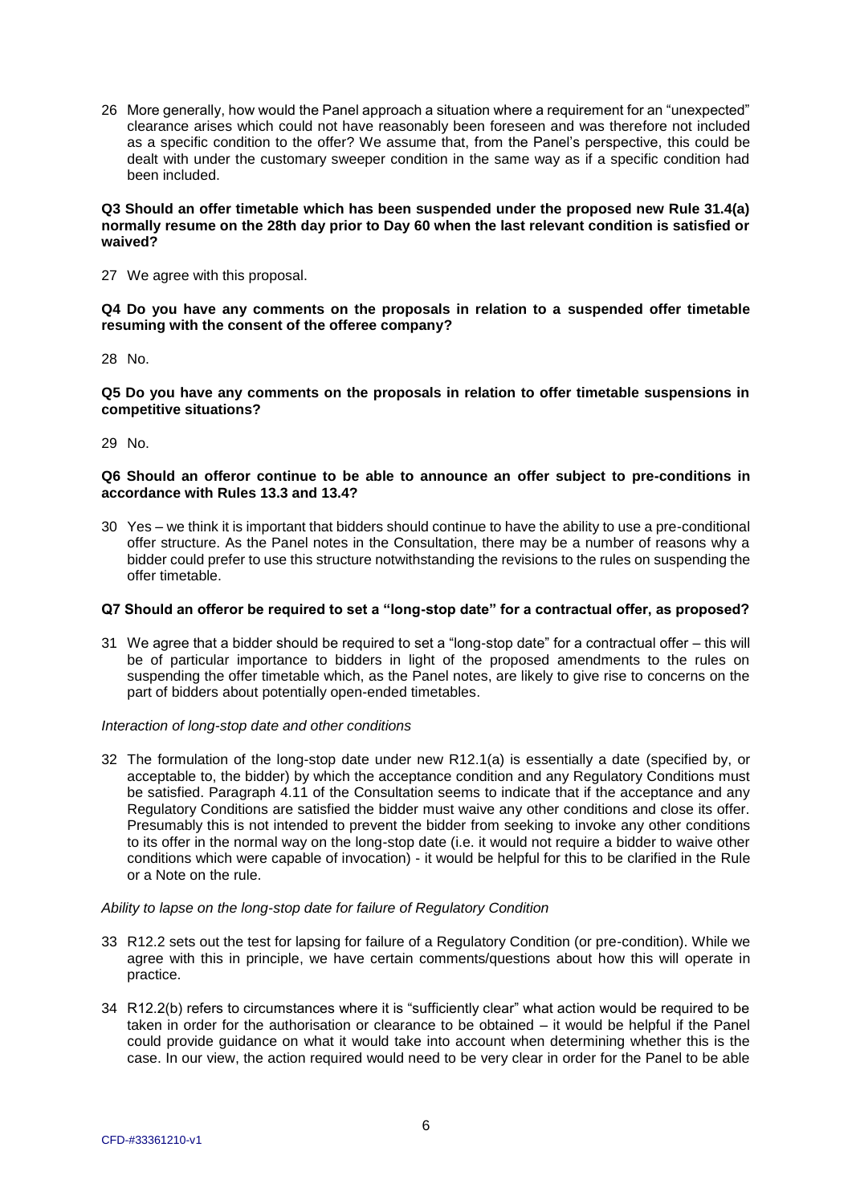26 More generally, how would the Panel approach a situation where a requirement for an "unexpected" clearance arises which could not have reasonably been foreseen and was therefore not included as a specific condition to the offer? We assume that, from the Panel's perspective, this could be dealt with under the customary sweeper condition in the same way as if a specific condition had been included.

**Q3 Should an offer timetable which has been suspended under the proposed new Rule 31.4(a) normally resume on the 28th day prior to Day 60 when the last relevant condition is satisfied or waived?**

27 We agree with this proposal.

**Q4 Do you have any comments on the proposals in relation to a suspended offer timetable resuming with the consent of the offeree company?**

28 No.

**Q5 Do you have any comments on the proposals in relation to offer timetable suspensions in competitive situations?**

29 No.

**Q6 Should an offeror continue to be able to announce an offer subject to pre-conditions in accordance with Rules 13.3 and 13.4?**

30 Yes – we think it is important that bidders should continue to have the ability to use a pre-conditional offer structure. As the Panel notes in the Consultation, there may be a number of reasons why a bidder could prefer to use this structure notwithstanding the revisions to the rules on suspending the offer timetable.

**Q7 Should an offeror be required to set a "long-stop date" for a contractual offer, as proposed?**

31 We agree that a bidder should be required to set a "long-stop date" for a contractual offer – this will be of particular importance to bidders in light of the proposed amendments to the rules on suspending the offer timetable which, as the Panel notes, are likely to give rise to concerns on the part of bidders about potentially open-ended timetables.

*Interaction of long-stop date and other conditions*

32 The formulation of the long-stop date under new R12.1(a) is essentially a date (specified by, or acceptable to, the bidder) by which the acceptance condition and any Regulatory Conditions must be satisfied. Paragraph 4.11 of the Consultation seems to indicate that if the acceptance and any Regulatory Conditions are satisfied the bidder must waive any other conditions and close its offer. Presumably this is not intended to prevent the bidder from seeking to invoke any other conditions to its offer in the normal way on the long-stop date (i.e. it would not require a bidder to waive other conditions which were capable of invocation) - it would be helpful for this to be clarified in the Rule or a Note on the rule.

*Ability to lapse on the long-stop date for failure of Regulatory Condition*

33 R12.2 sets out the test for lapsing for failure of a Regulatory Condition (or pre-condition). While we agree with this in principle, we have certain comments/questions about how this will operate in practice.

34 R12.2(b) refers to circumstances where it is "sufficiently clear" what action would be required to be taken in order for the authorisation or clearance to be obtained – it would be helpful if the Panel could provide guidance on what it would take into account when determining whether this is the case. In our view, the action required would need to be very clear in order for the Panel to be able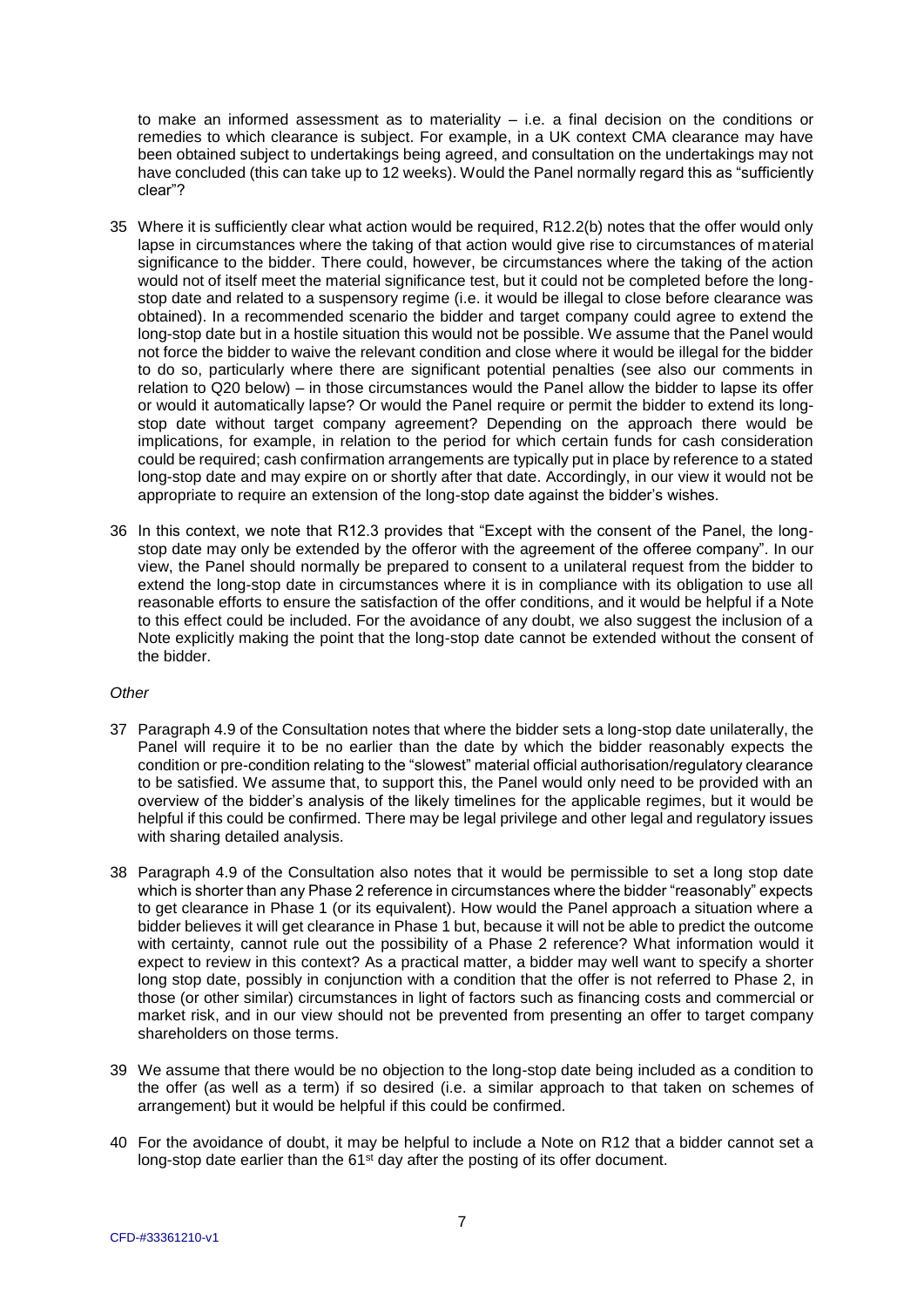to make an informed assessment as to materiality – i.e. a final decision on the conditions or remedies to which clearance is subject. For example, in a UK context CMA clearance may have been obtained subject to undertakings being agreed, and consultation on the undertakings may not have concluded (this can take up to 12 weeks). Would the Panel normally regard this as "sufficiently clear"?

35 Where it is sufficiently clear what action would be required, R12.2(b) notes that the offer would only lapse in circumstances where the taking of that action would give rise to circumstances of material significance to the bidder. There could, however, be circumstances where the taking of the action would not of itself meet the material significance test, but it could not be completed before the long-stop date and related to a suspensory regime (i.e. it would be illegal to close before clearance was obtained). In a recommended scenario the bidder and target company could agree to extend the long-stop date but in a hostile situation this would not be possible. We assume that the Panel would not force the bidder to waive the relevant condition and close where it would be illegal for the bidder to do so, particularly where there are significant potential penalties (see also our comments in relation to Q20 below) – in those circumstances would the Panel allow the bidder to lapse its offer or would it automatically lapse? Or would the Panel require or permit the bidder to extend its long-stop date without target company agreement? Depending on the approach there would be implications, for example, in relation to the period for which certain funds for cash consideration could be required; cash confirmation arrangements are typically put in place by reference to a stated long-stop date and may expire on or shortly after that date. Accordingly, in our view it would not be appropriate to require an extension of the long-stop date against the bidder's wishes.

36 In this context, we note that R12.3 provides that "Except with the consent of the Panel, the long-stop date may only be extended by the offeror with the agreement of the offeree company". In our view, the Panel should normally be prepared to consent to a unilateral request from the bidder to extend the long-stop date in circumstances where it is in compliance with its obligation to use all reasonable efforts to ensure the satisfaction of the offer conditions, and it would be helpful if a Note to this effect could be included. For the avoidance of any doubt, we also suggest the inclusion of a Note explicitly making the point that the long-stop date cannot be extended without the consent of the bidder.

*Other*

37 Paragraph 4.9 of the Consultation notes that where the bidder sets a long-stop date unilaterally, the Panel will require it to be no earlier than the date by which the bidder reasonably expects the condition or pre-condition relating to the "slowest" material official authorisation/regulatory clearance to be satisfied. We assume that, to support this, the Panel would only need to be provided with an overview of the bidder's analysis of the likely timelines for the applicable regimes, but it would be helpful if this could be confirmed. There may be legal privilege and other legal and regulatory issues with sharing detailed analysis.

38 Paragraph 4.9 of the Consultation also notes that it would be permissible to set a long stop date which is shorter than any Phase 2 reference in circumstances where the bidder "reasonably" expects to get clearance in Phase 1 (or its equivalent). How would the Panel approach a situation where a bidder believes it will get clearance in Phase 1 but, because it will not be able to predict the outcome with certainty, cannot rule out the possibility of a Phase 2 reference? What information would it expect to review in this context? As a practical matter, a bidder may well want to specify a shorter long stop date, possibly in conjunction with a condition that the offer is not referred to Phase 2, in those (or other similar) circumstances in light of factors such as financing costs and commercial or market risk, and in our view should not be prevented from presenting an offer to target company shareholders on those terms.

39 We assume that there would be no objection to the long-stop date being included as a condition to the offer (as well as a term) if so desired (i.e. a similar approach to that taken on schemes of arrangement) but it would be helpful if this could be confirmed.

40 For the avoidance of doubt, it may be helpful to include a Note on R12 that a bidder cannot set a long-stop date earlier than the 61st day after the posting of its offer document.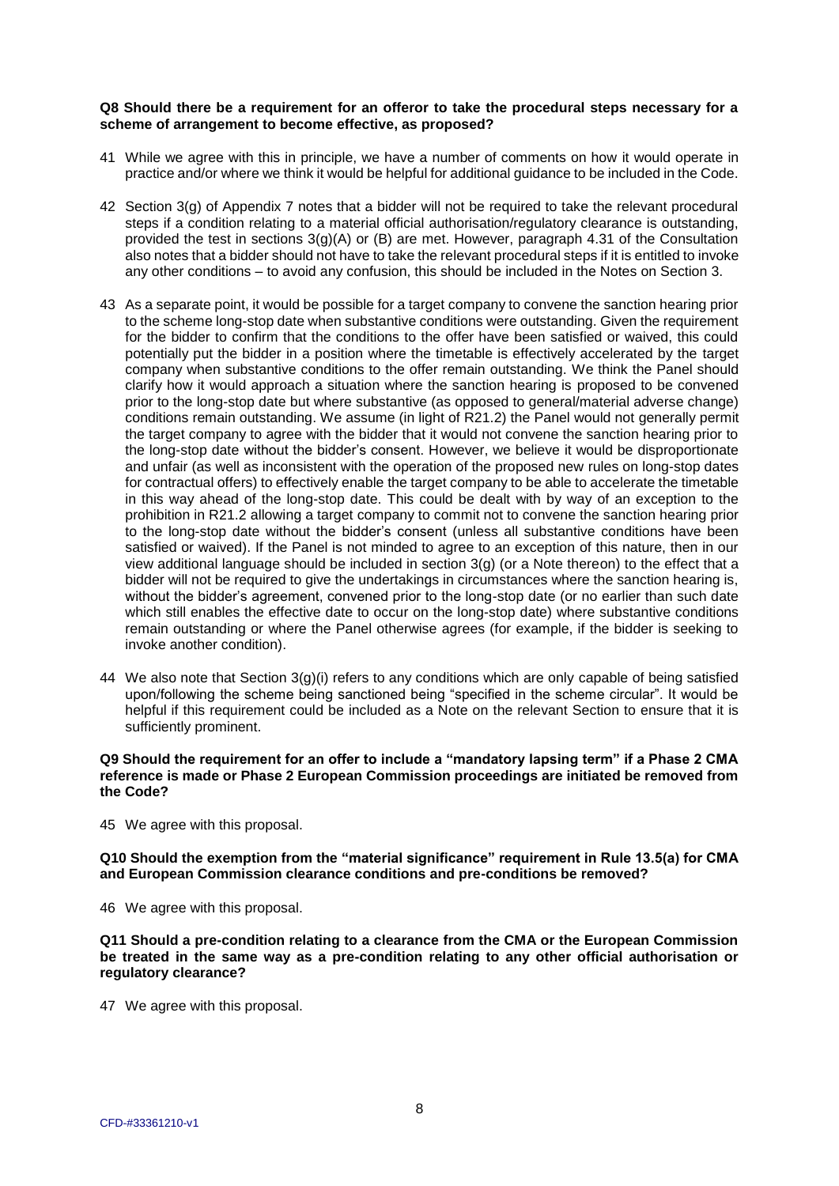**Q8 Should there be a requirement for an offeror to take the procedural steps necessary for a scheme of arrangement to become effective, as proposed?**

41 While we agree with this in principle, we have a number of comments on how it would operate in practice and/or where we think it would be helpful for additional guidance to be included in the Code.

42 Section 3(g) of Appendix 7 notes that a bidder will not be required to take the relevant procedural steps if a condition relating to a material official authorisation/regulatory clearance is outstanding, provided the test in sections 3(g)(A) or (B) are met. However, paragraph 4.31 of the Consultation also notes that a bidder should not have to take the relevant procedural steps if it is entitled to invoke any other conditions – to avoid any confusion, this should be included in the Notes on Section 3.

43 As a separate point, it would be possible for a target company to convene the sanction hearing prior to the scheme long-stop date when substantive conditions were outstanding. Given the requirement for the bidder to confirm that the conditions to the offer have been satisfied or waived, this could potentially put the bidder in a position where the timetable is effectively accelerated by the target company when substantive conditions to the offer remain outstanding. We think the Panel should clarify how it would approach a situation where the sanction hearing is proposed to be convened prior to the long-stop date but where substantive (as opposed to general/material adverse change) conditions remain outstanding. We assume (in light of R21.2) the Panel would not generally permit the target company to agree with the bidder that it would not convene the sanction hearing prior to the long-stop date without the bidder's consent. However, we believe it would be disproportionate and unfair (as well as inconsistent with the operation of the proposed new rules on long-stop dates for contractual offers) to effectively enable the target company to be able to accelerate the timetable in this way ahead of the long-stop date. This could be dealt with by way of an exception to the prohibition in R21.2 allowing a target company to commit not to convene the sanction hearing prior to the long-stop date without the bidder's consent (unless all substantive conditions have been satisfied or waived). If the Panel is not minded to agree to an exception of this nature, then in our view additional language should be included in section 3(g) (or a Note thereon) to the effect that a bidder will not be required to give the undertakings in circumstances where the sanction hearing is, without the bidder's agreement, convened prior to the long-stop date (or no earlier than such date which still enables the effective date to occur on the long-stop date) where substantive conditions remain outstanding or where the Panel otherwise agrees (for example, if the bidder is seeking to invoke another condition).

44 We also note that Section 3(g)(i) refers to any conditions which are only capable of being satisfied upon/following the scheme being sanctioned being "specified in the scheme circular". It would be helpful if this requirement could be included as a Note on the relevant Section to ensure that it is sufficiently prominent.

**Q9 Should the requirement for an offer to include a "mandatory lapsing term" if a Phase 2 CMA reference is made or Phase 2 European Commission proceedings are initiated be removed from the Code?**

45 We agree with this proposal.

**Q10 Should the exemption from the "material significance" requirement in Rule 13.5(a) for CMA and European Commission clearance conditions and pre-conditions be removed?**

46 We agree with this proposal.

**Q11 Should a pre-condition relating to a clearance from the CMA or the European Commission be treated in the same way as a pre-condition relating to any other official authorisation or regulatory clearance?**

47 We agree with this proposal.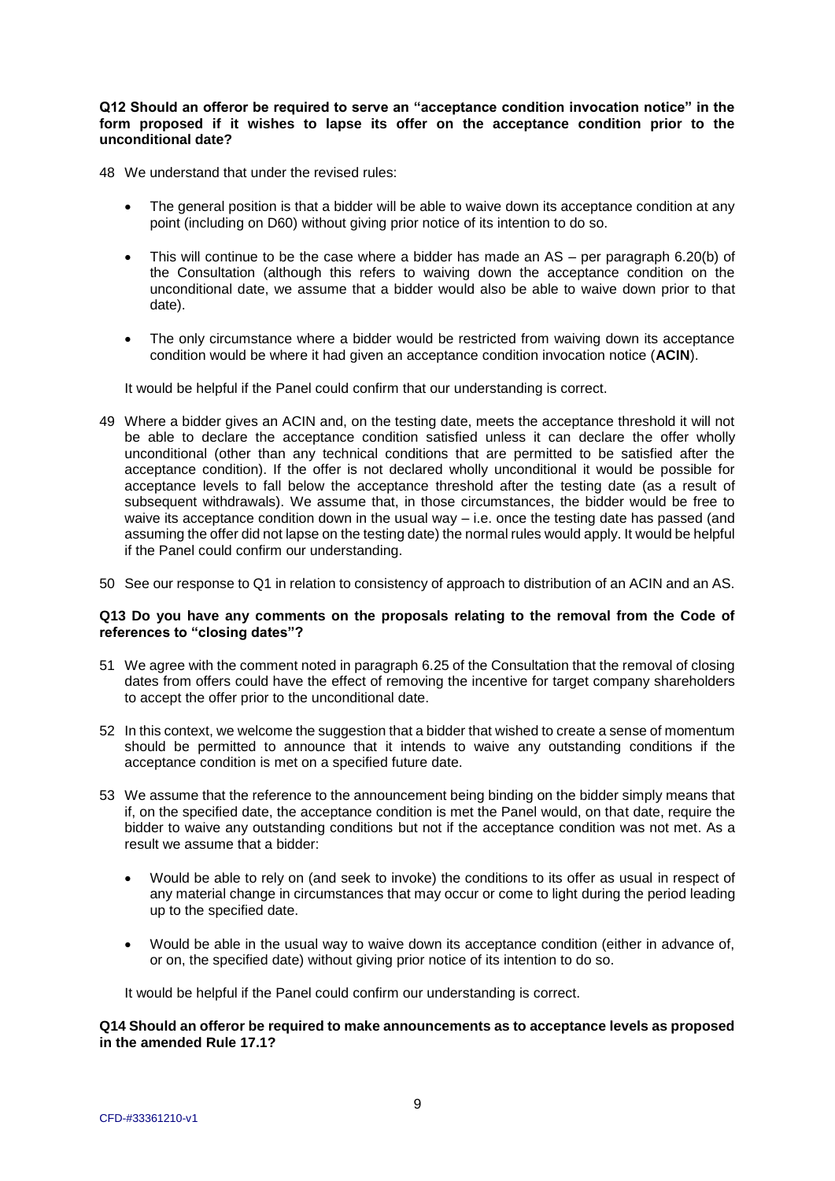**Q12 Should an offeror be required to serve an "acceptance condition invocation notice" in the form proposed if it wishes to lapse its offer on the acceptance condition prior to the unconditional date?**

48 We understand that under the revised rules:

- The general position is that a bidder will be able to waive down its acceptance condition at any point (including on D60) without giving prior notice of its intention to do so.
- This will continue to be the case where a bidder has made an AS – per paragraph 6.20(b) of the Consultation (although this refers to waiving down the acceptance condition on the unconditional date, we assume that a bidder would also be able to waive down prior to that date).
- The only circumstance where a bidder would be restricted from waiving down its acceptance condition would be where it had given an acceptance condition invocation notice (**ACIN**).

It would be helpful if the Panel could confirm that our understanding is correct.

49 Where a bidder gives an ACIN and, on the testing date, meets the acceptance threshold it will not be able to declare the acceptance condition satisfied unless it can declare the offer wholly unconditional (other than any technical conditions that are permitted to be satisfied after the acceptance condition). If the offer is not declared wholly unconditional it would be possible for acceptance levels to fall below the acceptance threshold after the testing date (as a result of subsequent withdrawals). We assume that, in those circumstances, the bidder would be free to waive its acceptance condition down in the usual way – i.e. once the testing date has passed (and assuming the offer did not lapse on the testing date) the normal rules would apply. It would be helpful if the Panel could confirm our understanding.

50 See our response to Q1 in relation to consistency of approach to distribution of an ACIN and an AS.

**Q13 Do you have any comments on the proposals relating to the removal from the Code of references to "closing dates"?**

51 We agree with the comment noted in paragraph 6.25 of the Consultation that the removal of closing dates from offers could have the effect of removing the incentive for target company shareholders to accept the offer prior to the unconditional date.

52 In this context, we welcome the suggestion that a bidder that wished to create a sense of momentum should be permitted to announce that it intends to waive any outstanding conditions if the acceptance condition is met on a specified future date.

53 We assume that the reference to the announcement being binding on the bidder simply means that if, on the specified date, the acceptance condition is met the Panel would, on that date, require the bidder to waive any outstanding conditions but not if the acceptance condition was not met. As a result we assume that a bidder:

- Would be able to rely on (and seek to invoke) the conditions to its offer as usual in respect of any material change in circumstances that may occur or come to light during the period leading up to the specified date.
- Would be able in the usual way to waive down its acceptance condition (either in advance of, or on, the specified date) without giving prior notice of its intention to do so.

It would be helpful if the Panel could confirm our understanding is correct.

**Q14 Should an offeror be required to make announcements as to acceptance levels as proposed in the amended Rule 17.1?**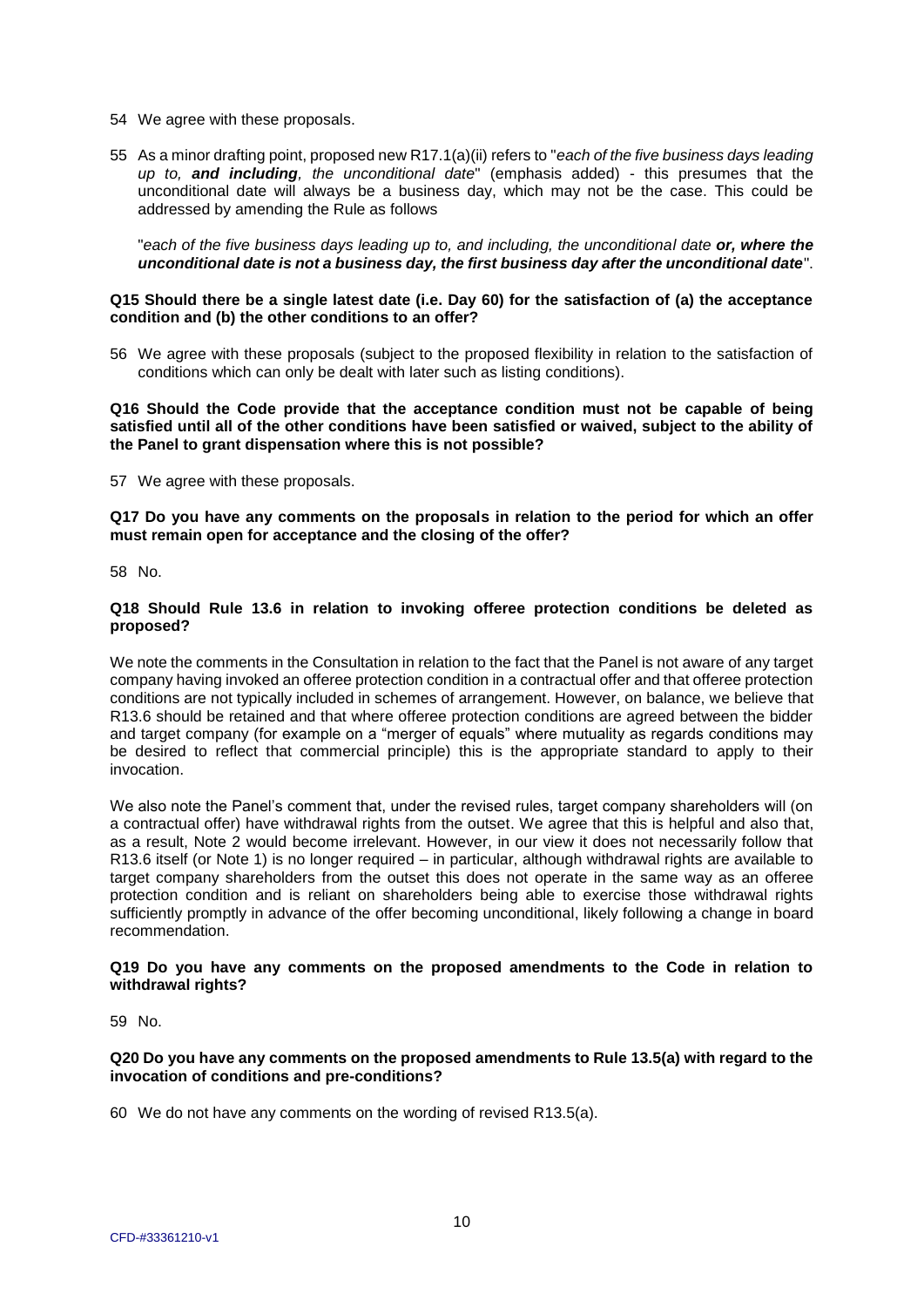54 We agree with these proposals.

55 As a minor drafting point, proposed new R17.1(a)(ii) refers to "*each of the five business days leading up to, **and including**, the unconditional date*" (emphasis added) - this presumes that the unconditional date will always be a business day, which may not be the case. This could be addressed by amending the Rule as follows

"*each of the five business days leading up to, and including, the unconditional date **or, where the unconditional date is not a business day, the first business day after the unconditional date***".

**Q15 Should there be a single latest date (i.e. Day 60) for the satisfaction of (a) the acceptance condition and (b) the other conditions to an offer?**

56 We agree with these proposals (subject to the proposed flexibility in relation to the satisfaction of conditions which can only be dealt with later such as listing conditions).

**Q16 Should the Code provide that the acceptance condition must not be capable of being satisfied until all of the other conditions have been satisfied or waived, subject to the ability of the Panel to grant dispensation where this is not possible?**

57 We agree with these proposals.

**Q17 Do you have any comments on the proposals in relation to the period for which an offer must remain open for acceptance and the closing of the offer?**

58 No.

**Q18 Should Rule 13.6 in relation to invoking offeree protection conditions be deleted as proposed?**

We note the comments in the Consultation in relation to the fact that the Panel is not aware of any target company having invoked an offeree protection condition in a contractual offer and that offeree protection conditions are not typically included in schemes of arrangement. However, on balance, we believe that R13.6 should be retained and that where offeree protection conditions are agreed between the bidder and target company (for example on a "merger of equals" where mutuality as regards conditions may be desired to reflect that commercial principle) this is the appropriate standard to apply to their invocation.

We also note the Panel's comment that, under the revised rules, target company shareholders will (on a contractual offer) have withdrawal rights from the outset. We agree that this is helpful and also that, as a result, Note 2 would become irrelevant. However, in our view it does not necessarily follow that R13.6 itself (or Note 1) is no longer required – in particular, although withdrawal rights are available to target company shareholders from the outset this does not operate in the same way as an offeree protection condition and is reliant on shareholders being able to exercise those withdrawal rights sufficiently promptly in advance of the offer becoming unconditional, likely following a change in board recommendation.

**Q19 Do you have any comments on the proposed amendments to the Code in relation to withdrawal rights?**

59 No.

**Q20 Do you have any comments on the proposed amendments to Rule 13.5(a) with regard to the invocation of conditions and pre-conditions?**

60 We do not have any comments on the wording of revised R13.5(a).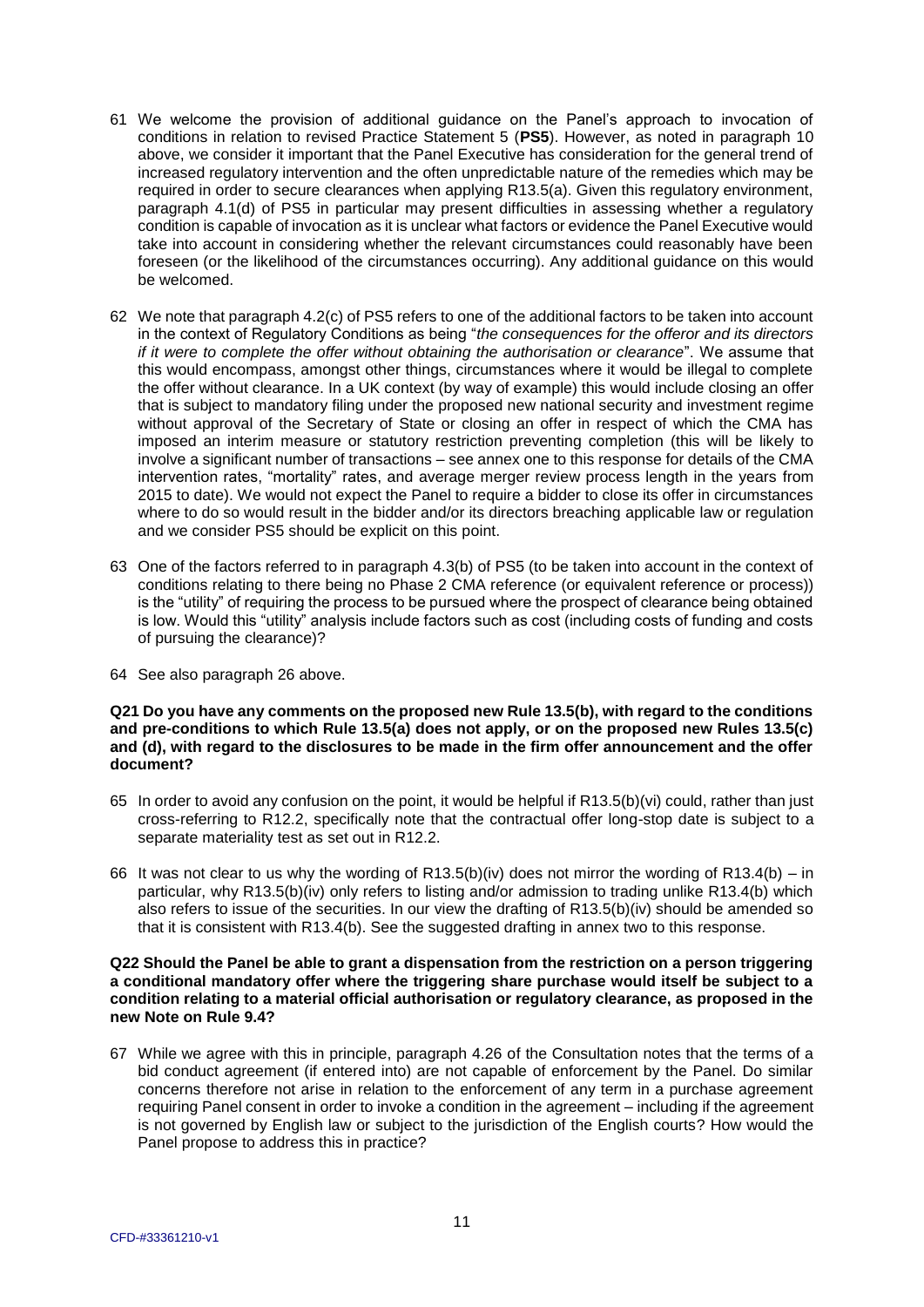61 We welcome the provision of additional guidance on the Panel's approach to invocation of conditions in relation to revised Practice Statement 5 (**PS5**). However, as noted in paragraph 10 above, we consider it important that the Panel Executive has consideration for the general trend of increased regulatory intervention and the often unpredictable nature of the remedies which may be required in order to secure clearances when applying R13.5(a). Given this regulatory environment, paragraph 4.1(d) of PS5 in particular may present difficulties in assessing whether a regulatory condition is capable of invocation as it is unclear what factors or evidence the Panel Executive would take into account in considering whether the relevant circumstances could reasonably have been foreseen (or the likelihood of the circumstances occurring). Any additional guidance on this would be welcomed.

62 We note that paragraph 4.2(c) of PS5 refers to one of the additional factors to be taken into account in the context of Regulatory Conditions as being "*the consequences for the offeror and its directors if it were to complete the offer without obtaining the authorisation or clearance*". We assume that this would encompass, amongst other things, circumstances where it would be illegal to complete the offer without clearance. In a UK context (by way of example) this would include closing an offer that is subject to mandatory filing under the proposed new national security and investment regime without approval of the Secretary of State or closing an offer in respect of which the CMA has imposed an interim measure or statutory restriction preventing completion (this will be likely to involve a significant number of transactions – see annex one to this response for details of the CMA intervention rates, "mortality" rates, and average merger review process length in the years from 2015 to date). We would not expect the Panel to require a bidder to close its offer in circumstances where to do so would result in the bidder and/or its directors breaching applicable law or regulation and we consider PS5 should be explicit on this point.

63 One of the factors referred to in paragraph 4.3(b) of PS5 (to be taken into account in the context of conditions relating to there being no Phase 2 CMA reference (or equivalent reference or process)) is the "utility" of requiring the process to be pursued where the prospect of clearance being obtained is low. Would this "utility" analysis include factors such as cost (including costs of funding and costs of pursuing the clearance)?

64 See also paragraph 26 above.

**Q21 Do you have any comments on the proposed new Rule 13.5(b), with regard to the conditions and pre-conditions to which Rule 13.5(a) does not apply, or on the proposed new Rules 13.5(c) and (d), with regard to the disclosures to be made in the firm offer announcement and the offer document?**

65 In order to avoid any confusion on the point, it would be helpful if R13.5(b)(vi) could, rather than just cross-referring to R12.2, specifically note that the contractual offer long-stop date is subject to a separate materiality test as set out in R12.2.

66 It was not clear to us why the wording of R13.5(b)(iv) does not mirror the wording of R13.4(b) – in particular, why R13.5(b)(iv) only refers to listing and/or admission to trading unlike R13.4(b) which also refers to issue of the securities. In our view the drafting of R13.5(b)(iv) should be amended so that it is consistent with R13.4(b). See the suggested drafting in annex two to this response.

**Q22 Should the Panel be able to grant a dispensation from the restriction on a person triggering a conditional mandatory offer where the triggering share purchase would itself be subject to a condition relating to a material official authorisation or regulatory clearance, as proposed in the new Note on Rule 9.4?**

67 While we agree with this in principle, paragraph 4.26 of the Consultation notes that the terms of a bid conduct agreement (if entered into) are not capable of enforcement by the Panel. Do similar concerns therefore not arise in relation to the enforcement of any term in a purchase agreement requiring Panel consent in order to invoke a condition in the agreement – including if the agreement is not governed by English law or subject to the jurisdiction of the English courts? How would the Panel propose to address this in practice?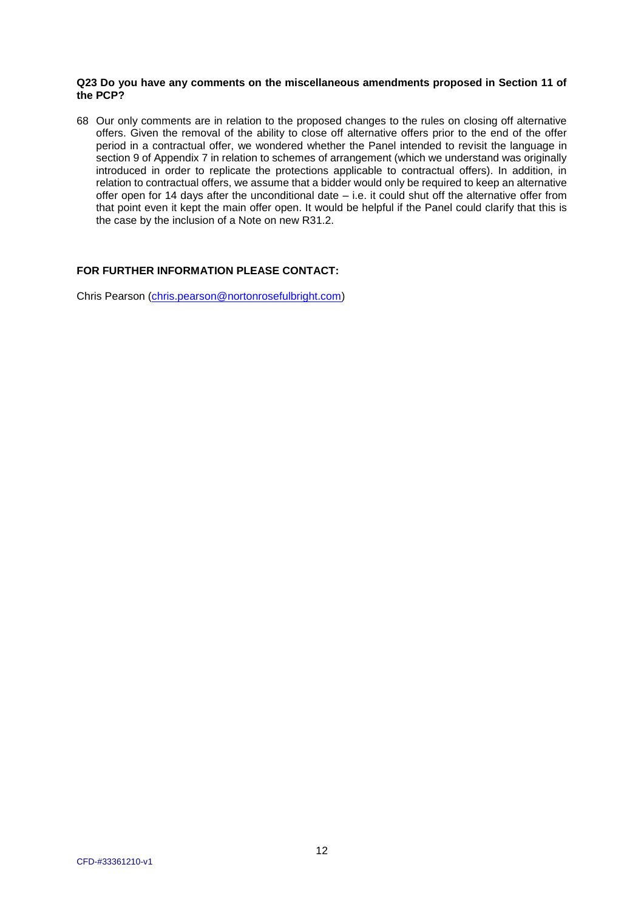**Q23 Do you have any comments on the miscellaneous amendments proposed in Section 11 of the PCP?**

68 Our only comments are in relation to the proposed changes to the rules on closing off alternative offers. Given the removal of the ability to close off alternative offers prior to the end of the offer period in a contractual offer, we wondered whether the Panel intended to revisit the language in section 9 of Appendix 7 in relation to schemes of arrangement (which we understand was originally introduced in order to replicate the protections applicable to contractual offers). In addition, in relation to contractual offers, we assume that a bidder would only be required to keep an alternative offer open for 14 days after the unconditional date – i.e. it could shut off the alternative offer from that point even it kept the main offer open. It would be helpful if the Panel could clarify that this is the case by the inclusion of a Note on new R31.2.

**FOR FURTHER INFORMATION PLEASE CONTACT:**

Chris Pearson (chris.pearson@nortonrosefulbright.com)

CFD-#33361210-v1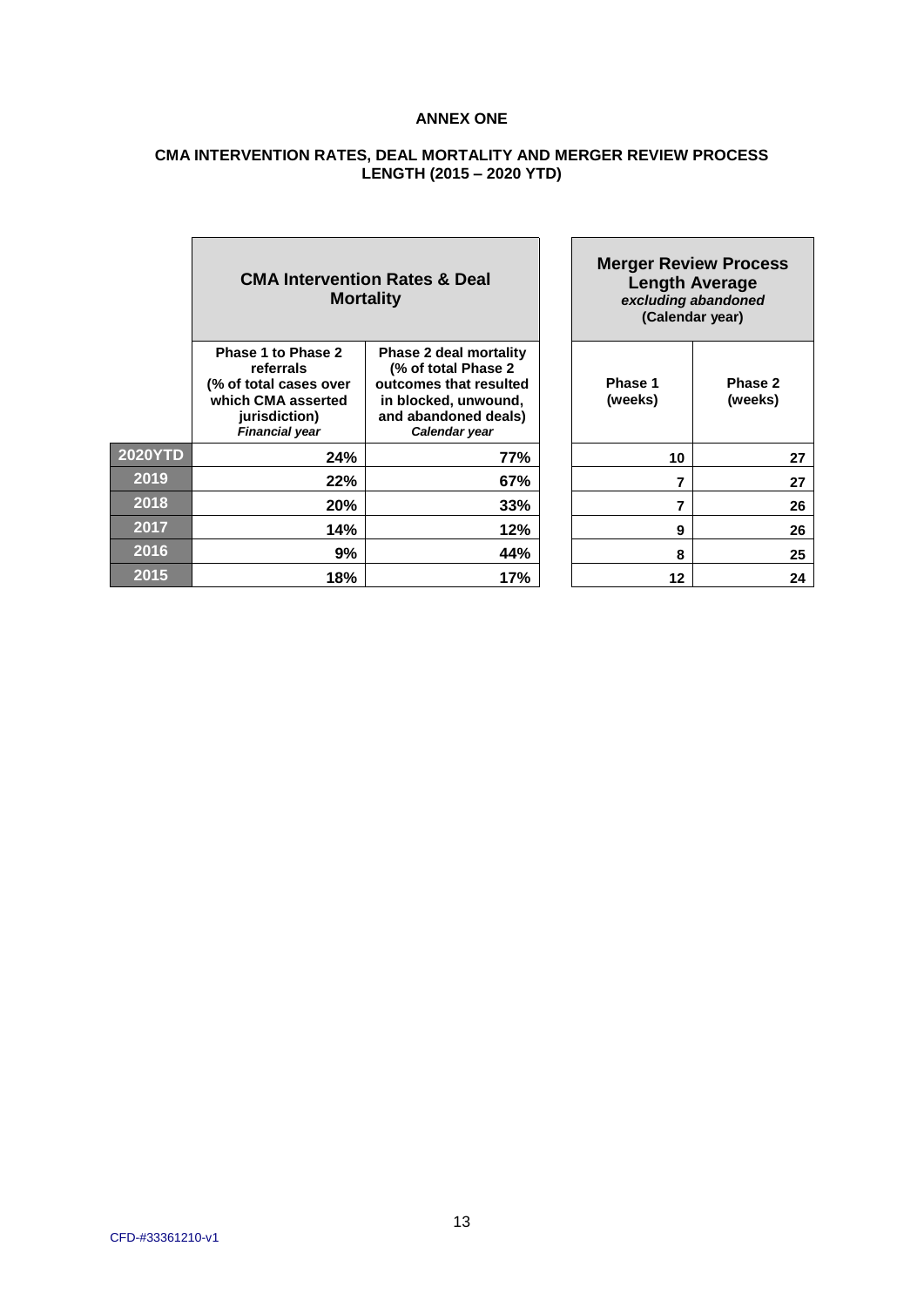**ANNEX ONE**

**CMA INTERVENTION RATES, DEAL MORTALITY AND MERGER REVIEW PROCESS LENGTH (2015 – 2020 YTD)**

| | **CMA Intervention Rates & Deal Mortality** | | **Merger Review Process Length Average** *excluding abandoned* **(Calendar year)** | |
|---|---|---|---|---|
| | **Phase 1 to Phase 2 referrals (% of total cases over which CMA asserted jurisdiction)** ***Financial year*** | **Phase 2 deal mortality (% of total Phase 2 outcomes that resulted in blocked, unwound, and abandoned deals)** ***Calendar year*** | **Phase 1 (weeks)** | **Phase 2 (weeks)** |
| **2020YTD** | **24%** | **77%** | **10** | **27** |
| **2019** | **22%** | **67%** | **7** | **27** |
| **2018** | **20%** | **33%** | **7** | **26** |
| **2017** | **14%** | **12%** | **9** | **26** |
| **2016** | **9%** | **44%** | **8** | **25** |
| **2015** | **18%** | **17%** | **12** | **24** |

CFD-#33361210-v1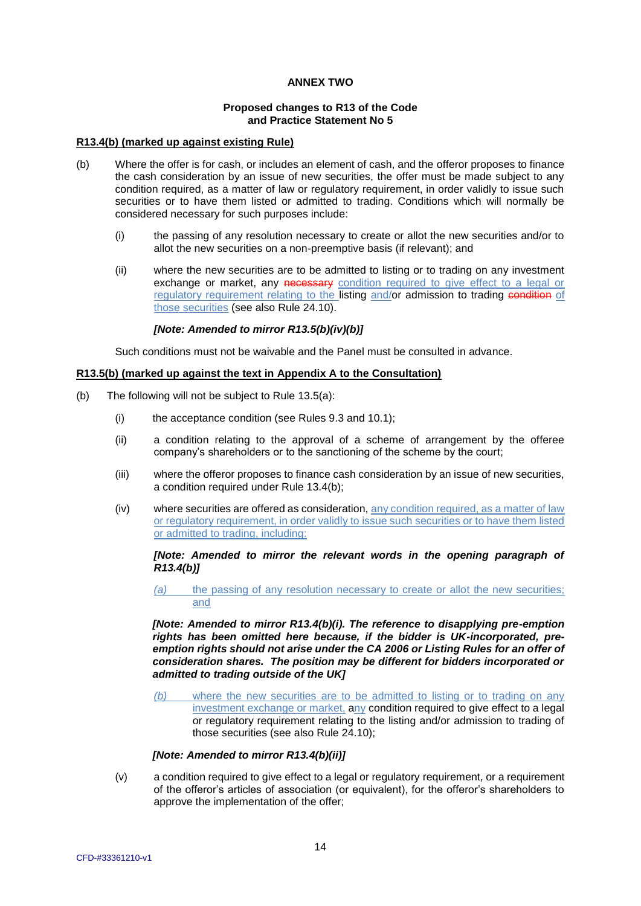**ANNEX TWO**

**Proposed changes to R13 of the Code and Practice Statement No 5**

**R13.4(b) (marked up against existing Rule)**

(b) Where the offer is for cash, or includes an element of cash, and the offeror proposes to finance the cash consideration by an issue of new securities, the offer must be made subject to any condition required, as a matter of law or regulatory requirement, in order validly to issue such securities or to have them listed or admitted to trading. Conditions which will normally be considered necessary for such purposes include:

(i) the passing of any resolution necessary to create or allot the new securities and/or to allot the new securities on a non-preemptive basis (if relevant); and

(ii) where the new securities are to be admitted to listing or to trading on any investment exchange or market, any ~~necessary~~ condition required to give effect to a legal or regulatory requirement relating to the listing and/or admission to trading ~~condition~~ of those securities (see also Rule 24.10).

***[Note: Amended to mirror R13.5(b)(iv)(b)]***

Such conditions must not be waivable and the Panel must be consulted in advance.

**R13.5(b) (marked up against the text in Appendix A to the Consultation)**

(b) The following will not be subject to Rule 13.5(a):

(i) the acceptance condition (see Rules 9.3 and 10.1);

(ii) a condition relating to the approval of a scheme of arrangement by the offeree company's shareholders or to the sanctioning of the scheme by the court;

(iii) where the offeror proposes to finance cash consideration by an issue of new securities, a condition required under Rule 13.4(b);

(iv) where securities are offered as consideration, any condition required, as a matter of law or regulatory requirement, in order validly to issue such securities or to have them listed or admitted to trading, including:

***[Note: Amended to mirror the relevant words in the opening paragraph of R13.4(b)]***

*(a)* the passing of any resolution necessary to create or allot the new securities; and

***[Note: Amended to mirror R13.4(b)(i). The reference to disapplying pre-emption rights has been omitted here because, if the bidder is UK-incorporated, pre-emption rights should not arise under the CA 2006 or Listing Rules for an offer of consideration shares. The position may be different for bidders incorporated or admitted to trading outside of the UK]***

*(b)* where the new securities are to be admitted to listing or to trading on any investment exchange or market, any condition required to give effect to a legal or regulatory requirement relating to the listing and/or admission to trading of those securities (see also Rule 24.10);

***[Note: Amended to mirror R13.4(b)(ii)]***

(v) a condition required to give effect to a legal or regulatory requirement, or a requirement of the offeror's articles of association (or equivalent), for the offeror's shareholders to approve the implementation of the offer;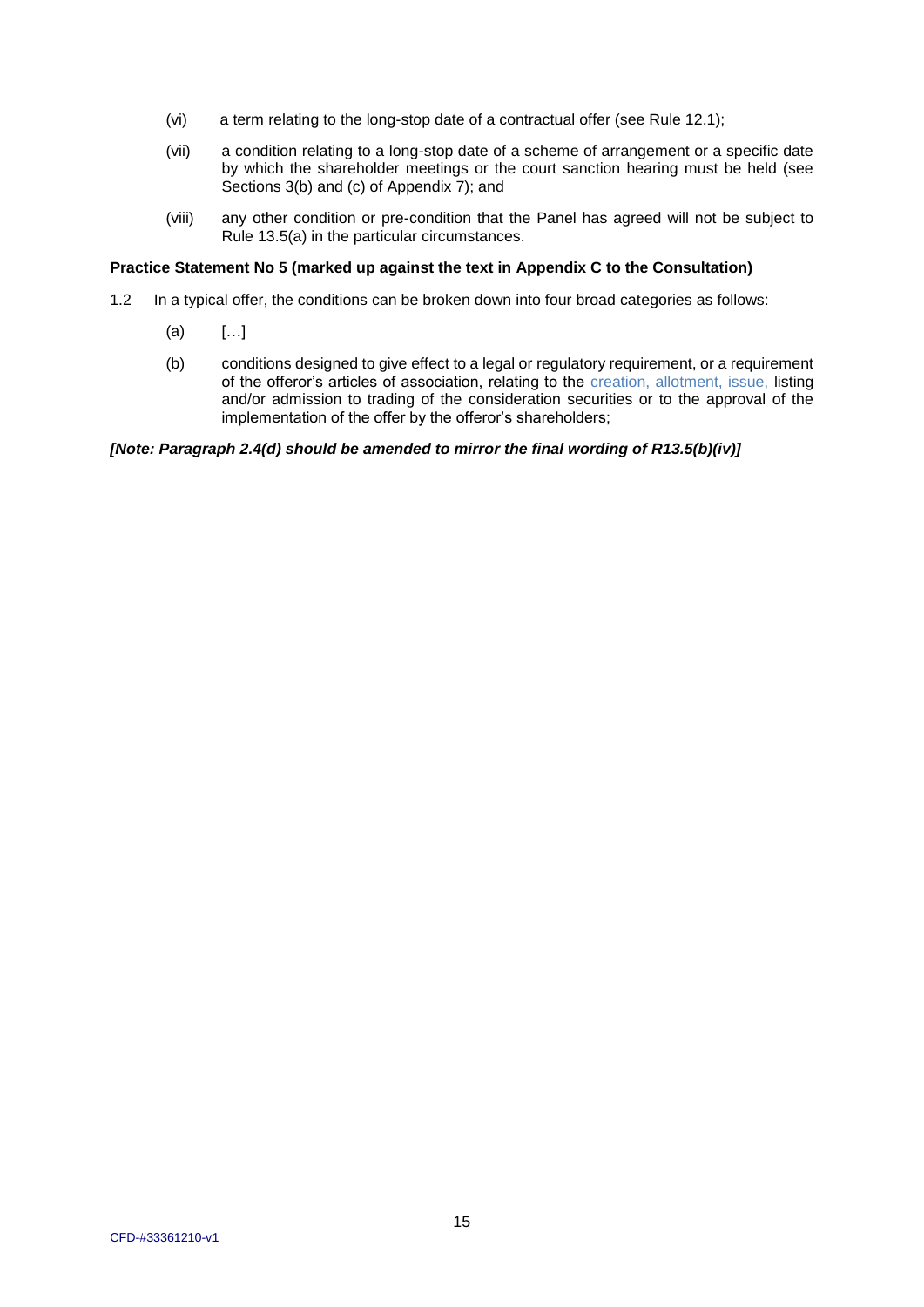(vi) a term relating to the long-stop date of a contractual offer (see Rule 12.1);

(vii) a condition relating to a long-stop date of a scheme of arrangement or a specific date by which the shareholder meetings or the court sanction hearing must be held (see Sections 3(b) and (c) of Appendix 7); and

(viii) any other condition or pre-condition that the Panel has agreed will not be subject to Rule 13.5(a) in the particular circumstances.

**Practice Statement No 5 (marked up against the text in Appendix C to the Consultation)**

1.2 In a typical offer, the conditions can be broken down into four broad categories as follows:

(a) […]

(b) conditions designed to give effect to a legal or regulatory requirement, or a requirement of the offeror's articles of association, relating to the creation, allotment, issue, listing and/or admission to trading of the consideration securities or to the approval of the implementation of the offer by the offeror's shareholders;

***[Note: Paragraph 2.4(d) should be amended to mirror the final wording of R13.5(b)(iv)]***

CFD-#33361210-v1